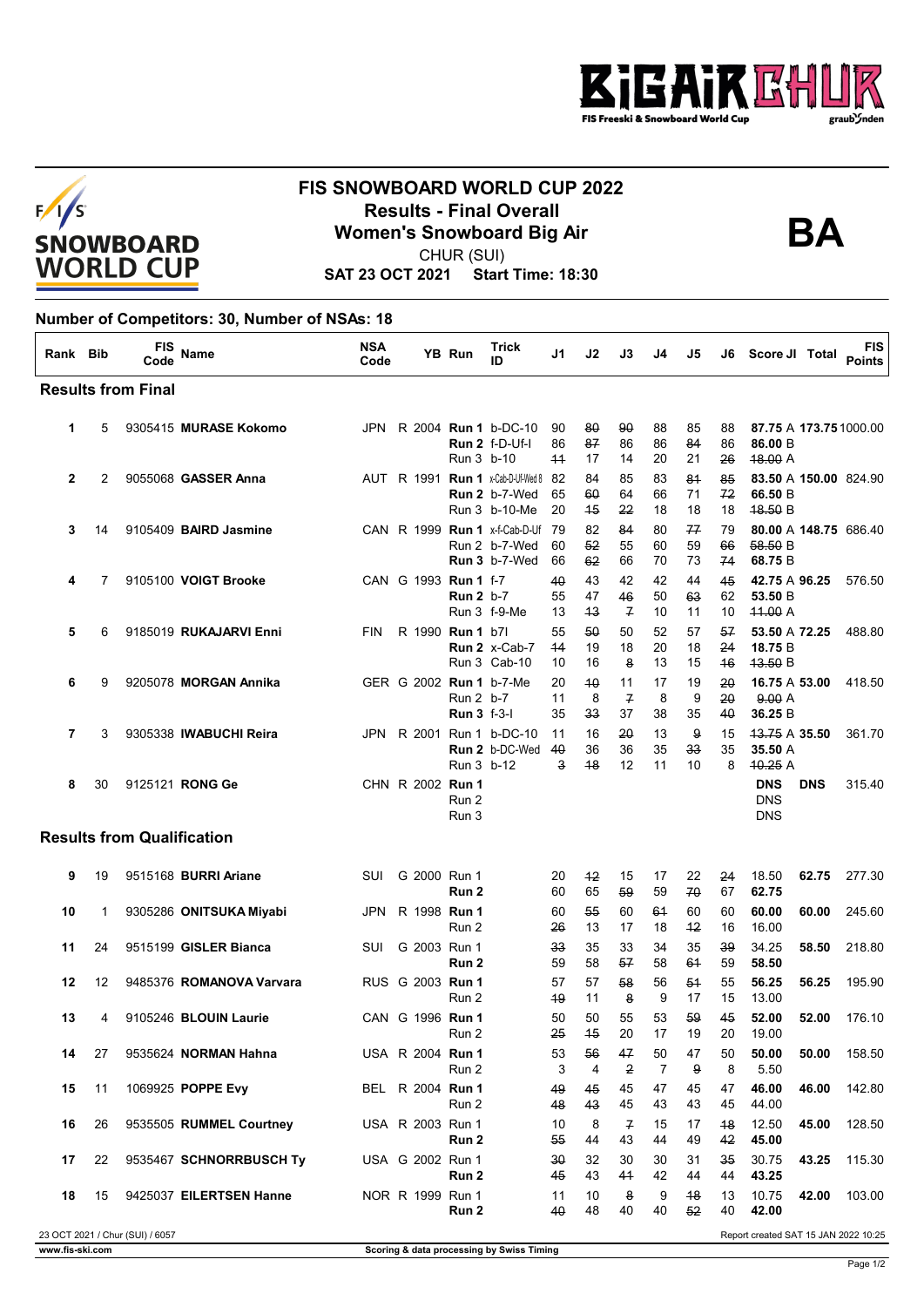# FIS SNOWBOARD WORLD CUP 2022

## Results - Final Overall

## Women's Snowboard Big Air

**BA**

CHUR (SUI)

**SAT 23 OCT 2021 Start Time: 18:30**

### Number of Competitors: 30, Number of NSAs: 18

| Rank | Bib | FIS Code | Name | NSA Code | YB | Run | Trick ID | J1 | J2 | J3 | J4 | J5 | J6 | Score | JI | Total | FIS Points |
|---|---|---|---|---|---|---|---|---|---|---|---|---|---|---|---|---|---|
| **Results from Final** | | | | | | | | | | | | | | | | | |
| 1 | 5 | 9305415 | **MURASE Kokomo** | JPN | R 2004 | **Run 1** | b-DC-10 | 90 | ~~80~~ | ~~90~~ | 88 | 85 | 88 | **87.75** | A | **173.75** | 1000.00 |
| | | | | | | **Run 2** | f-D-Uf-I | 86 | ~~87~~ | 86 | 86 | ~~84~~ | 86 | **86.00** | B | | |
| | | | | | | Run 3 | b-10 | ~~11~~ | 17 | 14 | 20 | 21 | ~~26~~ | ~~18.00~~ | A | | |
| 2 | 2 | 9055068 | **GASSER Anna** | AUT | R 1991 | **Run 1** | x-Cab-D-Uf-Wed 8 | 82 | 84 | 85 | 83 | ~~81~~ | ~~85~~ | **83.50** | A | **150.00** | 824.90 |
| | | | | | | **Run 2** | b-7-Wed | 65 | ~~60~~ | 64 | 66 | 71 | ~~72~~ | **66.50** | B | | |
| | | | | | | Run 3 | b-10-Me | 20 | ~~15~~ | ~~22~~ | 18 | 18 | 18 | ~~18.50~~ | B | | |
| 3 | 14 | 9105409 | **BAIRD Jasmine** | CAN | R 1999 | **Run 1** | x-f-Cab-D-Uf | 79 | 82 | ~~84~~ | 80 | ~~77~~ | 79 | **80.00** | A | **148.75** | 686.40 |
| | | | | | | Run 2 | b-7-Wed | 60 | ~~52~~ | 55 | 60 | 59 | ~~66~~ | ~~58.50~~ | B | | |
| | | | | | | **Run 3** | b-7-Wed | 66 | ~~62~~ | 66 | 70 | 73 | ~~74~~ | **68.75** | B | | |
| 4 | 7 | 9105100 | **VOIGT Brooke** | CAN | G 1993 | **Run 1** | f-7 | ~~40~~ | 43 | 42 | 42 | 44 | ~~45~~ | **42.75** | A | **96.25** | 576.50 |
| | | | | | | **Run 2** | b-7 | 55 | 47 | ~~46~~ | 50 | ~~63~~ | 62 | **53.50** | B | | |
| | | | | | | Run 3 | f-9-Me | 13 | ~~13~~ | ~~7~~ | 10 | 11 | 10 | ~~11.00~~ | A | | |
| 5 | 6 | 9185019 | **RUKAJARVI Enni** | FIN | R 1990 | **Run 1** | b7I | 55 | ~~50~~ | 50 | 52 | 57 | ~~57~~ | **53.50** | A | **72.25** | 488.80 |
| | | | | | | **Run 2** | x-Cab-7 | ~~14~~ | 19 | 18 | 20 | 18 | ~~24~~ | **18.75** | B | | |
| | | | | | | Run 3 | Cab-10 | 10 | 16 | 13 | 15 | ~~16~~ | | ~~13.50~~ | B | | |
| 6 | 9 | 9205078 | **MORGAN Annika** | GER | G 2002 | **Run 1** | b-7-Me | 20 | ~~10~~ | 11 | 17 | 19 | ~~20~~ | **16.75** | A | **53.00** | 418.50 |
| | | | | | | Run 2 | b-7 | 11 | 8 | ~~7~~ | 8 | 9 | ~~20~~ | ~~9.00~~ | A | | |
| | | | | | | **Run 3** | f-3-I | 35 | ~~33~~ | 37 | 38 | 35 | ~~40~~ | **36.25** | B | | |
| 7 | 3 | 9305338 | **IWABUCHI Reira** | JPN | R 2001 | Run 1 | b-DC-10 | 11 | 16 | ~~20~~ | 13 | ~~9~~ | 15 | ~~13.75~~ | A | **35.50** | 361.70 |
| | | | | | | **Run 2** | b-DC-Wed | ~~40~~ | 36 | 36 | 35 | ~~33~~ | 35 | **35.50** | A | | |
| | | | | | | Run 3 | b-12 | ~~3~~ | ~~18~~ | 12 | 11 | 10 | 8 | ~~10.25~~ | A | | |
| 8 | 30 | 9125121 | **RONG Ge** | CHN | R 2002 | **Run 1** | | | | | | | | **DNS** | | **DNS** | 315.40 |
| | | | | | | Run 2 | | | | | | | | DNS | | | |
| | | | | | | Run 3 | | | | | | | | DNS | | | |
| **Results from Qualification** | | | | | | | | | | | | | | | | | |
| 9 | 19 | 9515168 | **BURRI Ariane** | SUI | G 2000 | Run 1 | | 20 | ~~12~~ | 15 | 17 | 22 | ~~24~~ | 18.50 | | **62.75** | 277.30 |
| | | | | | | **Run 2** | | 60 | 65 | ~~59~~ | 59 | ~~70~~ | 67 | **62.75** | | | |
| 10 | 1 | 9305286 | **ONITSUKA Miyabi** | JPN | R 1998 | **Run 1** | | 60 | ~~55~~ | 60 | ~~61~~ | 60 | 60 | **60.00** | | **60.00** | 245.60 |
| | | | | | | Run 2 | | ~~26~~ | 13 | 17 | 18 | ~~12~~ | 16 | 16.00 | | | |
| 11 | 24 | 9515199 | **GISLER Bianca** | SUI | G 2003 | Run 1 | | ~~33~~ | 35 | 33 | 34 | 35 | ~~39~~ | 34.25 | | **58.50** | 218.80 |
| | | | | | | **Run 2** | | 59 | 58 | ~~57~~ | 58 | ~~61~~ | 59 | **58.50** | | | |
| 12 | 12 | 9485376 | **ROMANOVA Varvara** | RUS | G 2003 | **Run 1** | | 57 | 57 | ~~58~~ | 56 | ~~51~~ | 55 | **56.25** | | **56.25** | 195.90 |
| | | | | | | Run 2 | | ~~19~~ | 11 | ~~8~~ | 9 | 17 | 15 | 13.00 | | | |
| 13 | 4 | 9105246 | **BLOUIN Laurie** | CAN | G 1996 | **Run 1** | | 50 | 50 | 55 | 53 | ~~59~~ | ~~45~~ | **52.00** | | **52.00** | 176.10 |
| | | | | | | Run 2 | | ~~25~~ | ~~15~~ | 20 | 17 | 19 | 20 | 19.00 | | | |
| 14 | 27 | 9535624 | **NORMAN Hahna** | USA | R 2004 | **Run 1** | | 53 | ~~56~~ | ~~47~~ | 50 | 47 | 50 | **50.00** | | **50.00** | 158.50 |
| | | | | | | Run 2 | | 3 | 4 | ~~2~~ | 7 | ~~9~~ | 8 | 5.50 | | | |
| 15 | 11 | 1069925 | **POPPE Evy** | BEL | R 2004 | **Run 1** | | ~~49~~ | ~~45~~ | 45 | 47 | 45 | 47 | **46.00** | | **46.00** | 142.80 |
| | | | | | | Run 2 | | ~~48~~ | ~~43~~ | 45 | 43 | 43 | 45 | 44.00 | | | |
| 16 | 26 | 9535505 | **RUMMEL Courtney** | USA | R 2003 | Run 1 | | 10 | 8 | ~~7~~ | 15 | 17 | ~~18~~ | 12.50 | | **45.00** | 128.50 |
| | | | | | | **Run 2** | | ~~55~~ | 44 | 43 | 44 | 49 | ~~42~~ | **45.00** | | | |
| 17 | 22 | 9535467 | **SCHNORRBUSCH Ty** | USA | G 2002 | Run 1 | | ~~30~~ | 32 | 30 | 30 | 31 | ~~35~~ | 30.75 | | **43.25** | 115.30 |
| | | | | | | **Run 2** | | ~~45~~ | 43 | ~~41~~ | 42 | 44 | 44 | **43.25** | | | |
| 18 | 15 | 9425037 | **EILERTSEN Hanne** | NOR | R 1999 | Run 1 | | 11 | 10 | ~~8~~ | 9 | ~~18~~ | 13 | 10.75 | | **42.00** | 103.00 |
| | | | | | | **Run 2** | | ~~40~~ | 48 | 40 | 40 | ~~52~~ | 40 | **42.00** | | | |

23 OCT 2021 / Chur (SUI) / 6057

Report created SAT 15 JAN 2022 10:25

www.fis-ski.com

Scoring & data processing by Swiss Timing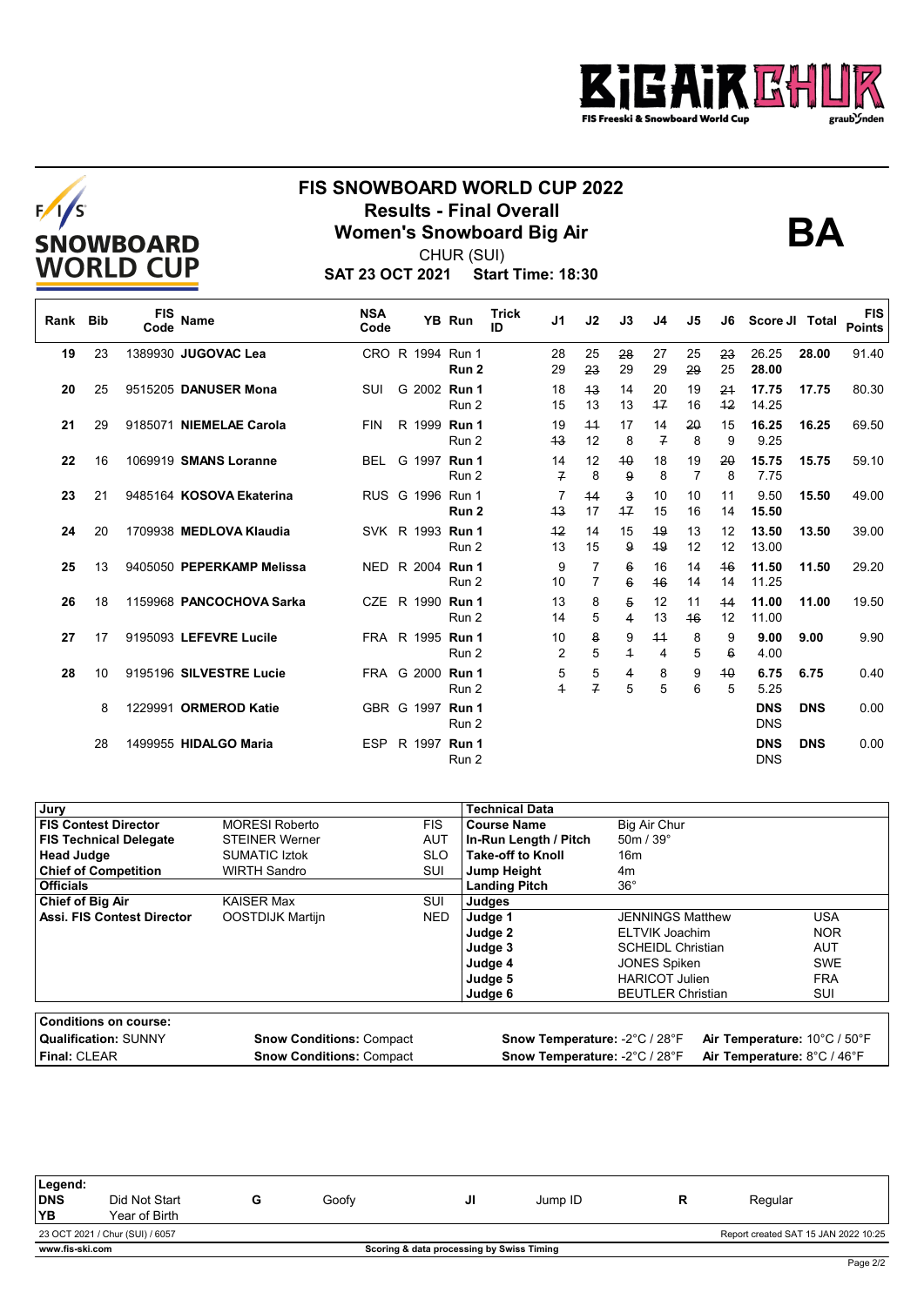# FIS SNOWBOARD WORLD CUP 2022

## Results - Final Overall

## Women's Snowboard Big Air

CHUR (SUI)

**SAT 23 OCT 2021 Start Time: 18:30**

**BA**

| Rank | Bib | FIS Code | Name | NSA Code | | YB | Run | Trick ID | J1 | J2 | J3 | J4 | J5 | J6 | Score JI | Total | FIS Points |
|---|---|---|---|---|---|---|---|---|---|---|---|---|---|---|---|---|---|
| 19 | 23 | 1389930 | **JUGOVAC Lea** | CRO | R | 1994 | Run 1 | | 28 | 25 | ~~28~~ | 27 | 25 | ~~23~~ | 26.25 | **28.00** | 91.40 |
| | | | | | | | **Run 2** | | 29 | ~~23~~ | 29 | 29 | ~~29~~ | 25 | **28.00** | | |
| 20 | 25 | 9515205 | **DANUSER Mona** | SUI | G | 2002 | **Run 1** | | 18 | ~~13~~ | 14 | 20 | 19 | ~~21~~ | **17.75** | **17.75** | 80.30 |
| | | | | | | | Run 2 | | 15 | 13 | 13 | ~~17~~ | 16 | ~~12~~ | 14.25 | | |
| 21 | 29 | 9185071 | **NIEMELAE Carola** | FIN | R | 1999 | **Run 1** | | 19 | ~~11~~ | 17 | 14 | ~~20~~ | 15 | **16.25** | **16.25** | 69.50 |
| | | | | | | | Run 2 | | ~~13~~ | 12 | 8 | ~~7~~ | 8 | 9 | 9.25 | | |
| 22 | 16 | 1069919 | **SMANS Loranne** | BEL | G | 1997 | **Run 1** | | 14 | 12 | ~~10~~ | 18 | 19 | ~~20~~ | **15.75** | **15.75** | 59.10 |
| | | | | | | | Run 2 | | ~~7~~ | 8 | ~~9~~ | 8 | 7 | 8 | 7.75 | | |
| 23 | 21 | 9485164 | **KOSOVA Ekaterina** | RUS | G | 1996 | Run 1 | | 7 | ~~11~~ | ~~3~~ | 10 | 10 | 11 | 9.50 | **15.50** | 49.00 |
| | | | | | | | **Run 2** | | ~~13~~ | 17 | ~~17~~ | 15 | 16 | 14 | **15.50** | | |
| 24 | 20 | 1709938 | **MEDLOVA Klaudia** | SVK | R | 1993 | **Run 1** | | ~~12~~ | 14 | 15 | ~~19~~ | 13 | 12 | **13.50** | **13.50** | 39.00 |
| | | | | | | | Run 2 | | 13 | 15 | ~~9~~ | ~~19~~ | 12 | 12 | 13.00 | | |
| 25 | 13 | 9405050 | **PEPERKAMP Melissa** | NED | R | 2004 | **Run 1** | | 9 | 7 | ~~6~~ | 16 | 14 | ~~16~~ | **11.50** | **11.50** | 29.20 |
| | | | | | | | Run 2 | | 10 | 7 | ~~6~~ | ~~16~~ | 14 | 14 | 11.25 | | |
| 26 | 18 | 1159968 | **PANCOCHOVA Sarka** | CZE | R | 1990 | **Run 1** | | 13 | 8 | ~~5~~ | 12 | 11 | ~~14~~ | **11.00** | **11.00** | 19.50 |
| | | | | | | | Run 2 | | 14 | 5 | ~~4~~ | 13 | ~~16~~ | 12 | 11.00 | | |
| 27 | 17 | 9195093 | **LEFEVRE Lucile** | FRA | R | 1995 | **Run 1** | | 10 | ~~8~~ | 9 | ~~11~~ | 8 | 9 | **9.00** | **9.00** | 9.90 |
| | | | | | | | Run 2 | | 2 | 5 | ~~1~~ | 4 | 5 | ~~6~~ | 4.00 | | |
| 28 | 10 | 9195196 | **SILVESTRE Lucie** | FRA | G | 2000 | **Run 1** | | 5 | 5 | ~~4~~ | 8 | 9 | ~~10~~ | **6.75** | **6.75** | 0.40 |
| | | | | | | | Run 2 | | ~~1~~ | ~~7~~ | 5 | 5 | 6 | 5 | 5.25 | | |
| | 8 | 1229991 | **ORMEROD Katie** | GBR | G | 1997 | **Run 1** | | | | | | | | **DNS** | **DNS** | 0.00 |
| | | | | | | | Run 2 | | | | | | | | DNS | | |
| | 28 | 1499955 | **HIDALGO Maria** | ESP | R | 1997 | **Run 1** | | | | | | | | **DNS** | **DNS** | 0.00 |
| | | | | | | | Run 2 | | | | | | | | DNS | | |

| Jury | | |
|---|---|---|
| **FIS Contest Director** | MORESI Roberto | FIS |
| **FIS Technical Delegate** | STEINER Werner | AUT |
| **Head Judge** | SUMATIC Iztok | SLO |
| **Chief of Competition** | WIRTH Sandro | SUI |
| **Officials** | | |
| **Chief of Big Air** | KAISER Max | SUI |
| **Assi. FIS Contest Director** | OOSTDIJK Martijn | NED |

| Technical Data | | |
|---|---|---|
| **Course Name** | Big Air Chur | |
| **In-Run Length / Pitch** | 50m / 39° | |
| **Take-off to Knoll** | 16m | |
| **Jump Height** | 4m | |
| **Landing Pitch** | 36° | |
| **Judges** | | |
| **Judge 1** | JENNINGS Matthew | USA |
| **Judge 2** | ELTVIK Joachim | NOR |
| **Judge 3** | SCHEIDL Christian | AUT |
| **Judge 4** | JONES Spiken | SWE |
| **Judge 5** | HARICOT Julien | FRA |
| **Judge 6** | BEUTLER Christian | SUI |

| Conditions on course: | | | |
|---|---|---|---|
| **Qualification:** SUNNY | **Snow Conditions:** Compact | **Snow Temperature:** -2°C / 28°F | **Air Temperature:** 10°C / 50°F |
| **Final:** CLEAR | **Snow Conditions:** Compact | **Snow Temperature:** -2°C / 28°F | **Air Temperature:** 8°C / 46°F |

**Legend:**

| | | | | | | | |
|---|---|---|---|---|---|---|---|
| **DNS** | Did Not Start | **G** | Goofy | **JI** | Jump ID | **R** | Regular |
| **YB** | Year of Birth | | | | | | |

23 OCT 2021 / Chur (SUI) / 6057 — Report created SAT 15 JAN 2022 10:25

www.fis-ski.com — Scoring & data processing by Swiss Timing